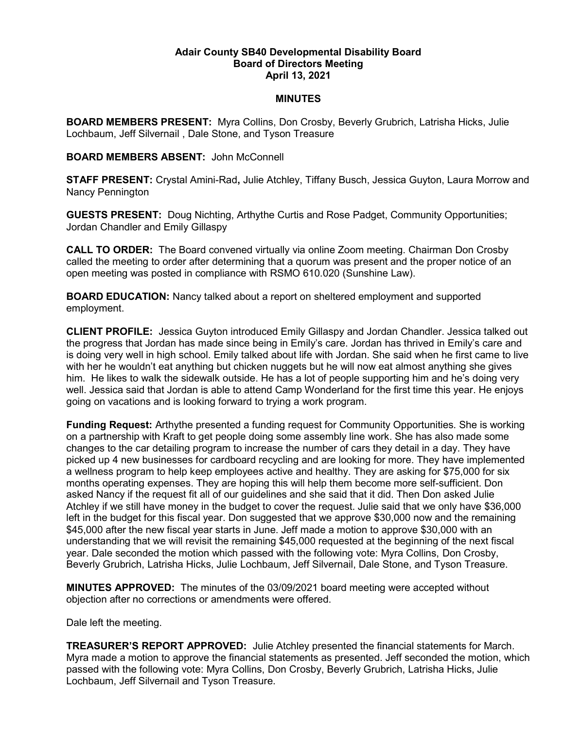**Adair County SB40 Developmental Disability Board**
**Board of Directors Meeting**
**April 13, 2021**

**MINUTES**

**BOARD MEMBERS PRESENT:** Myra Collins, Don Crosby, Beverly Grubrich, Latrisha Hicks, Julie Lochbaum, Jeff Silvernail , Dale Stone, and Tyson Treasure

**BOARD MEMBERS ABSENT:** John McConnell

**STAFF PRESENT:** Crystal Amini-Rad**,** Julie Atchley, Tiffany Busch, Jessica Guyton, Laura Morrow and Nancy Pennington

**GUESTS PRESENT:** Doug Nichting, Arthythe Curtis and Rose Padget, Community Opportunities; Jordan Chandler and Emily Gillaspy

**CALL TO ORDER:** The Board convened virtually via online Zoom meeting. Chairman Don Crosby called the meeting to order after determining that a quorum was present and the proper notice of an open meeting was posted in compliance with RSMO 610.020 (Sunshine Law).

**BOARD EDUCATION:** Nancy talked about a report on sheltered employment and supported employment.

**CLIENT PROFILE:** Jessica Guyton introduced Emily Gillaspy and Jordan Chandler. Jessica talked out the progress that Jordan has made since being in Emily's care. Jordan has thrived in Emily's care and is doing very well in high school. Emily talked about life with Jordan. She said when he first came to live with her he wouldn't eat anything but chicken nuggets but he will now eat almost anything she gives him. He likes to walk the sidewalk outside. He has a lot of people supporting him and he's doing very well. Jessica said that Jordan is able to attend Camp Wonderland for the first time this year. He enjoys going on vacations and is looking forward to trying a work program.

**Funding Request:** Arthythe presented a funding request for Community Opportunities. She is working on a partnership with Kraft to get people doing some assembly line work. She has also made some changes to the car detailing program to increase the number of cars they detail in a day. They have picked up 4 new businesses for cardboard recycling and are looking for more. They have implemented a wellness program to help keep employees active and healthy. They are asking for $75,000 for six months operating expenses. They are hoping this will help them become more self-sufficient. Don asked Nancy if the request fit all of our guidelines and she said that it did. Then Don asked Julie Atchley if we still have money in the budget to cover the request. Julie said that we only have $36,000 left in the budget for this fiscal year. Don suggested that we approve $30,000 now and the remaining $45,000 after the new fiscal year starts in June. Jeff made a motion to approve $30,000 with an understanding that we will revisit the remaining $45,000 requested at the beginning of the next fiscal year. Dale seconded the motion which passed with the following vote: Myra Collins, Don Crosby, Beverly Grubrich, Latrisha Hicks, Julie Lochbaum, Jeff Silvernail, Dale Stone, and Tyson Treasure.

**MINUTES APPROVED:** The minutes of the 03/09/2021 board meeting were accepted without objection after no corrections or amendments were offered.

Dale left the meeting.

**TREASURER'S REPORT APPROVED:** Julie Atchley presented the financial statements for March. Myra made a motion to approve the financial statements as presented. Jeff seconded the motion, which passed with the following vote: Myra Collins, Don Crosby, Beverly Grubrich, Latrisha Hicks, Julie Lochbaum, Jeff Silvernail and Tyson Treasure.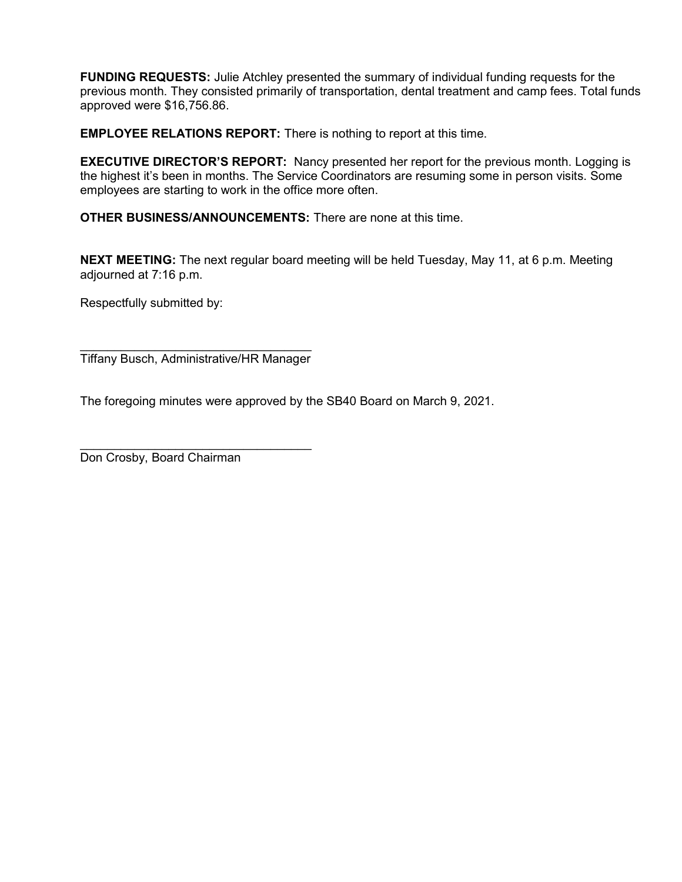**FUNDING REQUESTS:** Julie Atchley presented the summary of individual funding requests for the previous month. They consisted primarily of transportation, dental treatment and camp fees. Total funds approved were $16,756.86.

**EMPLOYEE RELATIONS REPORT:** There is nothing to report at this time.

**EXECUTIVE DIRECTOR'S REPORT:** Nancy presented her report for the previous month. Logging is the highest it's been in months. The Service Coordinators are resuming some in person visits. Some employees are starting to work in the office more often.

**OTHER BUSINESS/ANNOUNCEMENTS:** There are none at this time.

**NEXT MEETING:** The next regular board meeting will be held Tuesday, May 11, at 6 p.m. Meeting adjourned at 7:16 p.m.

Respectfully submitted by:

___________________________________
Tiffany Busch, Administrative/HR Manager

The foregoing minutes were approved by the SB40 Board on March 9, 2021.

___________________________________
Don Crosby, Board Chairman